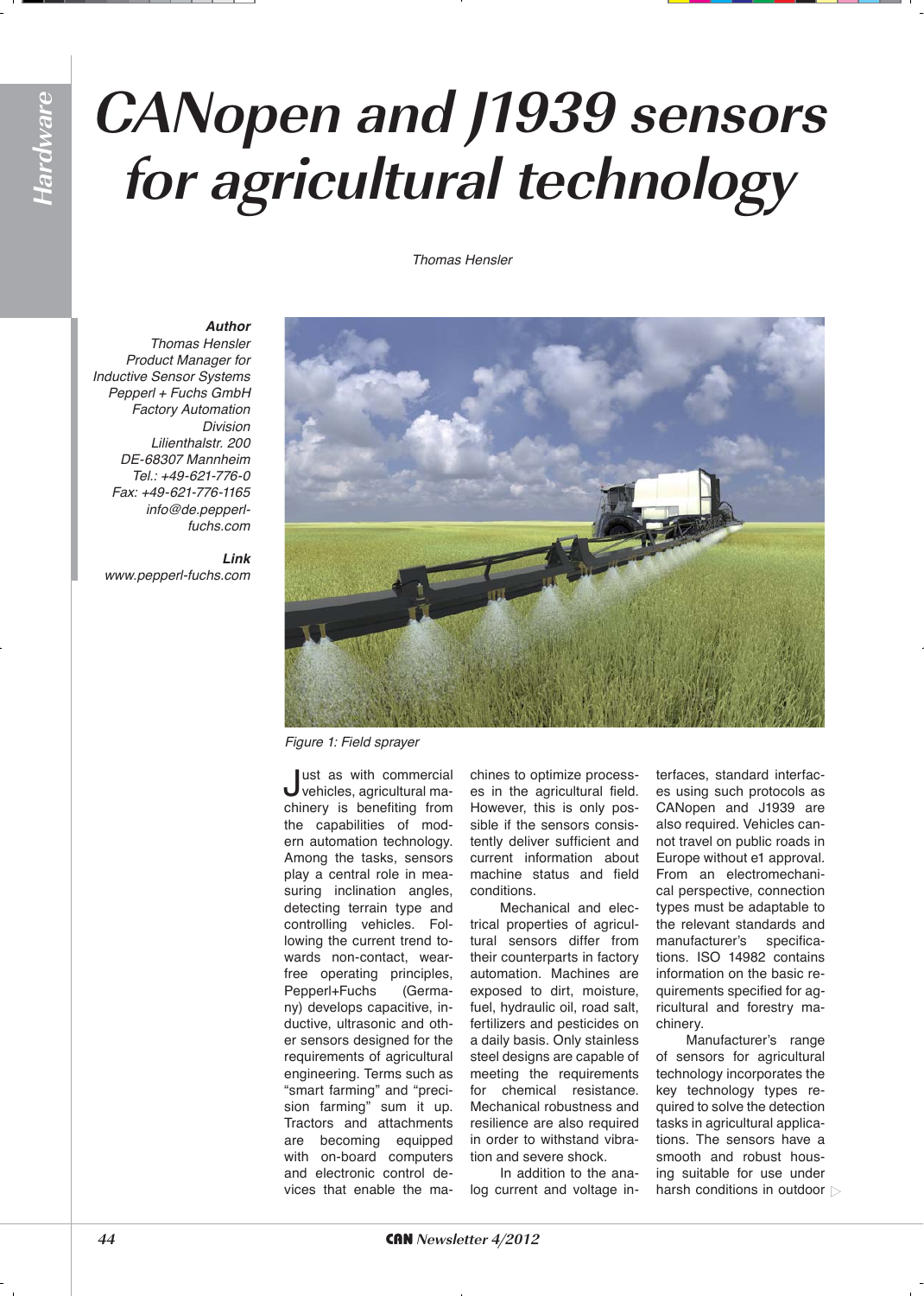# CANopen and J1939 sensors for agricultural technology

*Thomas Hensler*

***Author***
*Thomas Hensler*
*Product Manager for Inductive Sensor Systems*
*Pepperl + Fuchs GmbH*
*Factory Automation Division*
*Lilienthalstr. 200*
*DE-68307 Mannheim*
*Tel.: +49-621-776-0*
*Fax: +49-621-776-1165*
*info@de.pepperl-fuchs.com*

***Link***
*www.pepperl-fuchs.com*

*Figure 1: Field sprayer*

Just as with commercial vehicles, agricultural machinery is benefiting from the capabilities of modern automation technology. Among the tasks, sensors play a central role in measuring inclination angles, detecting terrain type and controlling vehicles. Following the current trend towards non-contact, wear-free operating principles, Pepperl+Fuchs (Germany) develops capacitive, inductive, ultrasonic and other sensors designed for the requirements of agricultural engineering. Terms such as "smart farming" and "precision farming" sum it up. Tractors and attachments are becoming equipped with on-board computers and electronic control devices that enable the machines to optimize processes in the agricultural field. However, this is only possible if the sensors consistently deliver sufficient and current information about machine status and field conditions.

Mechanical and electrical properties of agricultural sensors differ from their counterparts in factory automation. Machines are exposed to dirt, moisture, fuel, hydraulic oil, road salt, fertilizers and pesticides on a daily basis. Only stainless steel designs are capable of meeting the requirements for chemical resistance. Mechanical robustness and resilience are also required in order to withstand vibration and severe shock.

In addition to the analog current and voltage interfaces, standard interfaces using such protocols as CANopen and J1939 are also required. Vehicles cannot travel on public roads in Europe without e1 approval. From an electromechanical perspective, connection types must be adaptable to the relevant standards and manufacturer's specifications. ISO 14982 contains information on the basic requirements specified for agricultural and forestry machinery.

Manufacturer's range of sensors for agricultural technology incorporates the key technology types required to solve the detection tasks in agricultural applications. The sensors have a smooth and robust housing suitable for use under harsh conditions in outdoor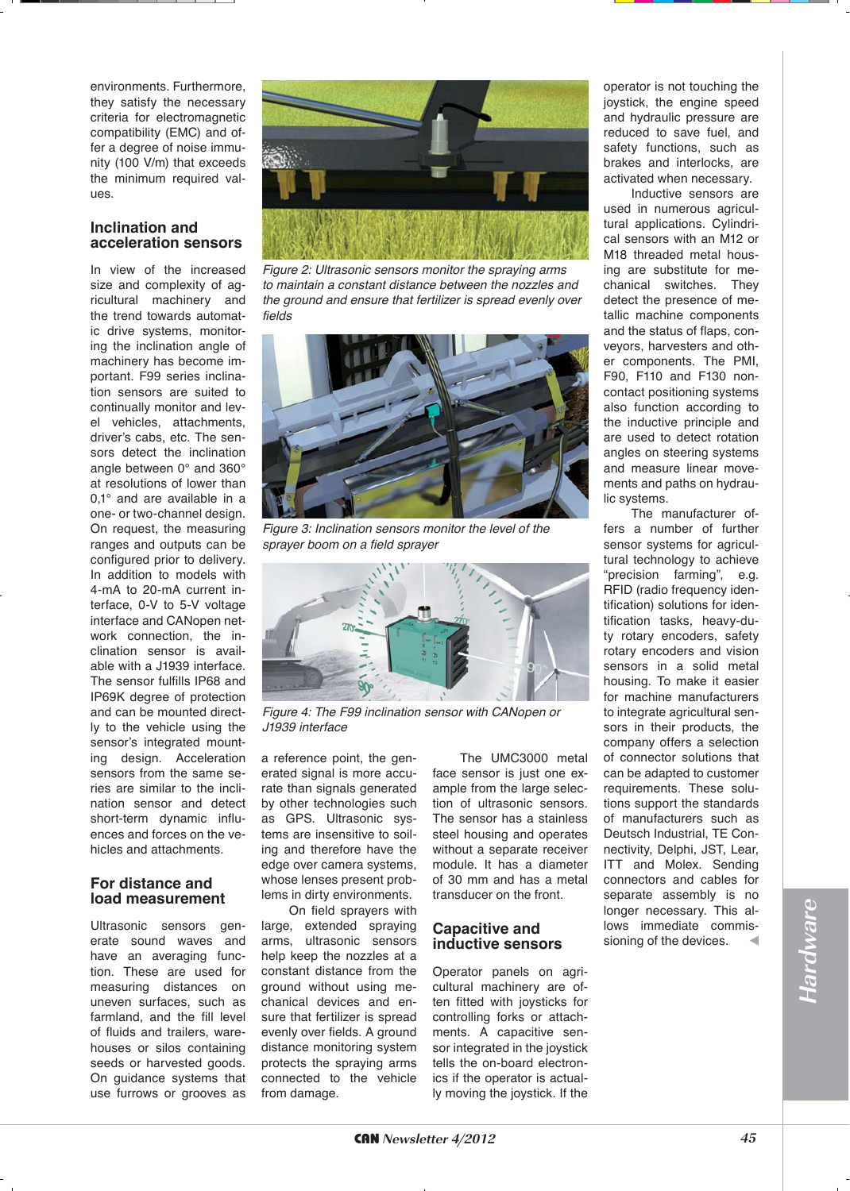environments. Furthermore, they satisfy the necessary criteria for electromagnetic compatibility (EMC) and offer a degree of noise immunity (100 V/m) that exceeds the minimum required values.

## Inclination and acceleration sensors

In view of the increased size and complexity of agricultural machinery and the trend towards automatic drive systems, monitoring the inclination angle of machinery has become important. F99 series inclination sensors are suited to continually monitor and level vehicles, attachments, driver's cabs, etc. The sensors detect the inclination angle between 0° and 360° at resolutions of lower than 0,1° and are available in a one- or two-channel design. On request, the measuring ranges and outputs can be configured prior to delivery. In addition to models with 4-mA to 20-mA current interface, 0-V to 5-V voltage interface and CANopen network connection, the inclination sensor is available with a J1939 interface. The sensor fulfills IP68 and IP69K degree of protection and can be mounted directly to the vehicle using the sensor's integrated mounting design. Acceleration sensors from the same series are similar to the inclination sensor and detect short-term dynamic influences and forces on the vehicles and attachments.

## For distance and load measurement

Ultrasonic sensors generate sound waves and have an averaging function. These are used for measuring distances on uneven surfaces, such as farmland, and the fill level of fluids and trailers, warehouses or silos containing seeds or harvested goods. On guidance systems that use furrows or grooves as a reference point, the generated signal is more accurate than signals generated by other technologies such as GPS. Ultrasonic systems are insensitive to soiling and therefore have the edge over camera systems, whose lenses present problems in dirty environments.

On field sprayers with large, extended spraying arms, ultrasonic sensors help keep the nozzles at a constant distance from the ground without using mechanical devices and ensure that fertilizer is spread evenly over fields. A ground distance monitoring system protects the spraying arms connected to the vehicle from damage.

*Figure 2: Ultrasonic sensors monitor the spraying arms to maintain a constant distance between the nozzles and the ground and ensure that fertilizer is spread evenly over fields*

*Figure 3: Inclination sensors monitor the level of the sprayer boom on a field sprayer*

*Figure 4: The F99 inclination sensor with CANopen or J1939 interface*

The UMC3000 metal face sensor is just one example from the large selection of ultrasonic sensors. The sensor has a stainless steel housing and operates without a separate receiver module. It has a diameter of 30 mm and has a metal transducer on the front.

## Capacitive and inductive sensors

Operator panels on agricultural machinery are often fitted with joysticks for controlling forks or attachments. A capacitive sensor integrated in the joystick tells the on-board electronics if the operator is actually moving the joystick. If the operator is not touching the joystick, the engine speed and hydraulic pressure are reduced to save fuel, and safety functions, such as brakes and interlocks, are activated when necessary.

Inductive sensors are used in numerous agricultural applications. Cylindrical sensors with an M12 or M18 threaded metal housing are substitute for mechanical switches. They detect the presence of metallic machine components and the status of flaps, conveyors, harvesters and other components. The PMI, F90, F110 and F130 non-contact positioning systems also function according to the inductive principle and are used to detect rotation angles on steering systems and measure linear movements and paths on hydraulic systems.

The manufacturer offers a number of further sensor systems for agricultural technology to achieve "precision farming", e.g. RFID (radio frequency identification) solutions for identification tasks, heavy-duty rotary encoders, safety rotary encoders and vision sensors in a solid metal housing. To make it easier for machine manufacturers to integrate agricultural sensors in their products, the company offers a selection of connector solutions that can be adapted to customer requirements. These solutions support the standards of manufacturers such as Deutsch Industrial, TE Connectivity, Delphi, JST, Lear, ITT and Molex. Sending connectors and cables for separate assembly is no longer necessary. This allows immediate commissioning of the devices. ◀